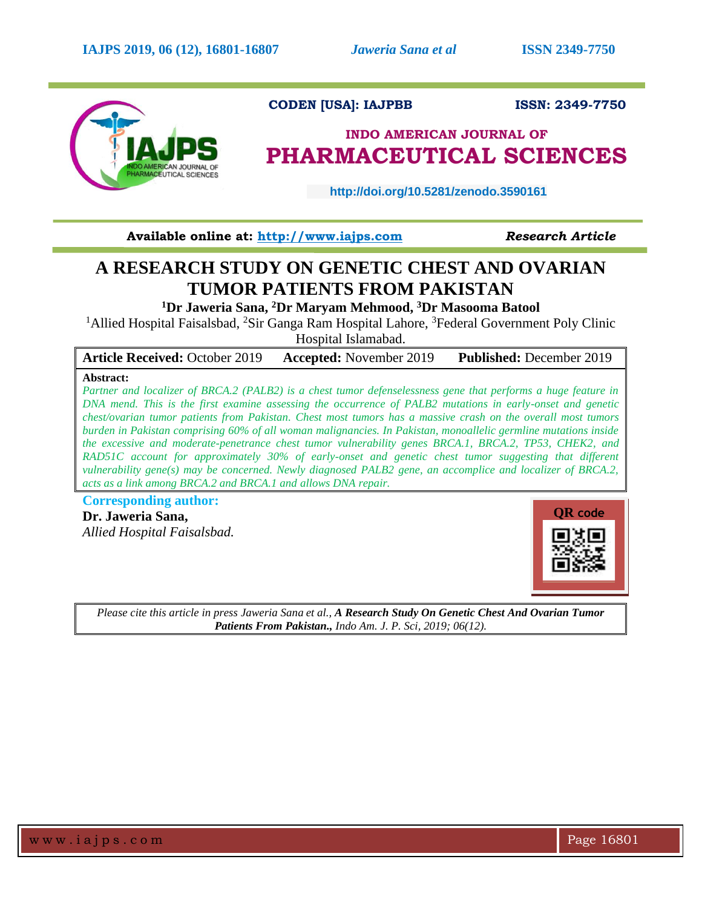CODEN [USA]: IAJPBB ISSN: 2349-7750

INDO AMERICAN JOURNAL OF

**PHARMACEUTICAL SCIENCES**

http://doi.org/10.5281/zenodo.3590161

**Available online at: http://www.iajps.com** ***Research Article***

# A RESEARCH STUDY ON GENETIC CHEST AND OVARIAN TUMOR PATIENTS FROM PAKISTAN

**[1]Dr Jaweria Sana, [2]Dr Maryam Mehmood, [3]Dr Masooma Batool**

[1]Allied Hospital Faisalsbad, [2]Sir Ganga Ram Hospital Lahore, [3]Federal Government Poly Clinic Hospital Islamabad.

| **Article Received:** October 2019 | **Accepted:** November 2019 | **Published:** December 2019 |
|---|---|---|

**Abstract:**

*Partner and localizer of BRCA.2 (PALB2) is a chest tumor defenselessness gene that performs a huge feature in DNA mend. This is the first examine assessing the occurrence of PALB2 mutations in early-onset and genetic chest/ovarian tumor patients from Pakistan. Chest most tumors has a massive crash on the overall most tumors burden in Pakistan comprising 60% of all woman malignancies. In Pakistan, monoallelic germline mutations inside the excessive and moderate-penetrance chest tumor vulnerability genes BRCA.1, BRCA.2, TP53, CHEK2, and RAD51C account for approximately 30% of early-onset and genetic chest tumor suggesting that different vulnerability gene(s) may be concerned. Newly diagnosed PALB2 gene, an accomplice and localizer of BRCA.2, acts as a link among BRCA.2 and BRCA.1 and allows DNA repair.*

**Corresponding author:**

**Dr. Jaweria Sana,**

*Allied Hospital Faisalsbad.*

QR code

*Please cite this article in press Jaweria Sana et al.,* ***A Research Study On Genetic Chest And Ovarian Tumor Patients From Pakistan.,*** *Indo Am. J. P. Sci, 2019; 06(12).*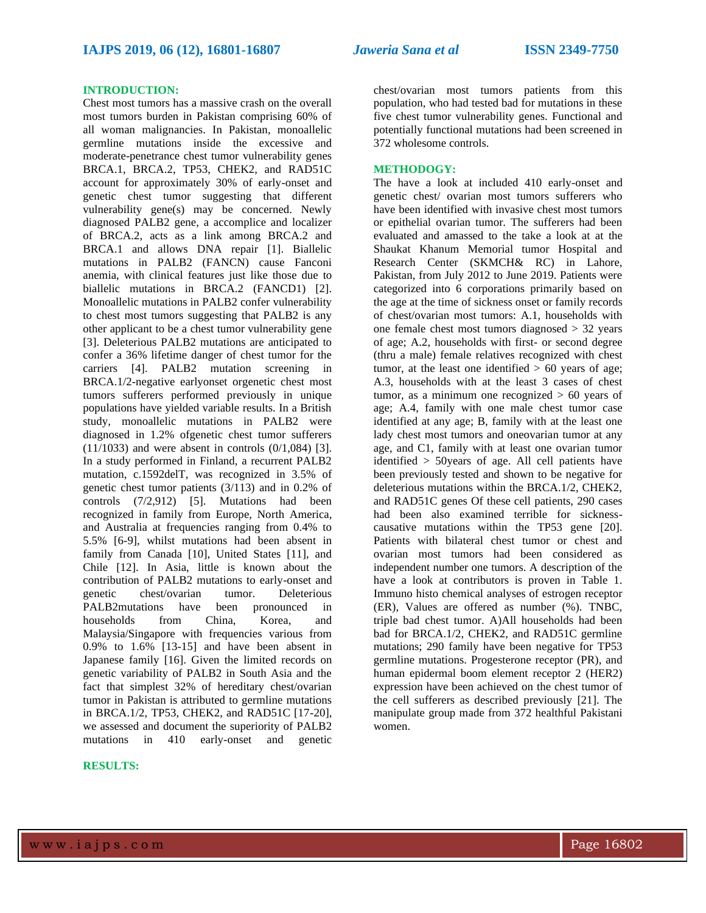## INTRODUCTION:

Chest most tumors has a massive crash on the overall most tumors burden in Pakistan comprising 60% of all woman malignancies. In Pakistan, monoallelic germline mutations inside the excessive and moderate-penetrance chest tumor vulnerability genes BRCA.1, BRCA.2, TP53, CHEK2, and RAD51C account for approximately 30% of early-onset and genetic chest tumor suggesting that different vulnerability gene(s) may be concerned. Newly diagnosed PALB2 gene, a accomplice and localizer of BRCA.2, acts as a link among BRCA.2 and BRCA.1 and allows DNA repair [1]. Biallelic mutations in PALB2 (FANCN) cause Fanconi anemia, with clinical features just like those due to biallelic mutations in BRCA.2 (FANCD1) [2]. Monoallelic mutations in PALB2 confer vulnerability to chest most tumors suggesting that PALB2 is any other applicant to be a chest tumor vulnerability gene [3]. Deleterious PALB2 mutations are anticipated to confer a 36% lifetime danger of chest tumor for the carriers [4]. PALB2 mutation screening in BRCA.1/2-negative earlyonset orgenetic chest most tumors sufferers performed previously in unique populations have yielded variable results. In a British study, monoallelic mutations in PALB2 were diagnosed in 1.2% ofgenetic chest tumor sufferers (11/1033) and were absent in controls (0/1,084) [3]. In a study performed in Finland, a recurrent PALB2 mutation, c.1592delT, was recognized in 3.5% of genetic chest tumor patients (3/113) and in 0.2% of controls (7/2,912) [5]. Mutations had been recognized in family from Europe, North America, and Australia at frequencies ranging from 0.4% to 5.5% [6-9], whilst mutations had been absent in family from Canada [10], United States [11], and Chile [12]. In Asia, little is known about the contribution of PALB2 mutations to early-onset and genetic chest/ovarian tumor. Deleterious PALB2mutations have been pronounced in households from China, Korea, and Malaysia/Singapore with frequencies various from 0.9% to 1.6% [13-15] and have been absent in Japanese family [16]. Given the limited records on genetic variability of PALB2 in South Asia and the fact that simplest 32% of hereditary chest/ovarian tumor in Pakistan is attributed to germline mutations in BRCA.1/2, TP53, CHEK2, and RAD51C [17-20], we assessed and document the superiority of PALB2 mutations in 410 early-onset and genetic chest/ovarian most tumors patients from this population, who had tested bad for mutations in these five chest tumor vulnerability genes. Functional and potentially functional mutations had been screened in 372 wholesome controls.

## METHODOGY:

The have a look at included 410 early-onset and genetic chest/ ovarian most tumors sufferers who have been identified with invasive chest most tumors or epithelial ovarian tumor. The sufferers had been evaluated and amassed to the take a look at at the Shaukat Khanum Memorial tumor Hospital and Research Center (SKMCH& RC) in Lahore, Pakistan, from July 2012 to June 2019. Patients were categorized into 6 corporations primarily based on the age at the time of sickness onset or family records of chest/ovarian most tumors: A.1, households with one female chest most tumors diagnosed > 32 years of age; A.2, households with first- or second degree (thru a male) female relatives recognized with chest tumor, at the least one identified > 60 years of age; A.3, households with at the least 3 cases of chest tumor, as a minimum one recognized > 60 years of age; A.4, family with one male chest tumor case identified at any age; B, family with at the least one lady chest most tumors and oneovarian tumor at any age, and C1, family with at least one ovarian tumor identified > 50years of age. All cell patients have been previously tested and shown to be negative for deleterious mutations within the BRCA.1/2, CHEK2, and RAD51C genes Of these cell patients, 290 cases had been also examined terrible for sickness-causative mutations within the TP53 gene [20]. Patients with bilateral chest tumor or chest and ovarian most tumors had been considered as independent number one tumors. A description of the have a look at contributors is proven in Table 1. Immuno histo chemical analyses of estrogen receptor (ER), Values are offered as number (%). TNBC, triple bad chest tumor. A)All households had been bad for BRCA.1/2, CHEK2, and RAD51C germline mutations; 290 family have been negative for TP53 germline mutations. Progesterone receptor (PR), and human epidermal boom element receptor 2 (HER2) expression have been achieved on the chest tumor of the cell sufferers as described previously [21]. The manipulate group made from 372 healthful Pakistani women.

## RESULTS: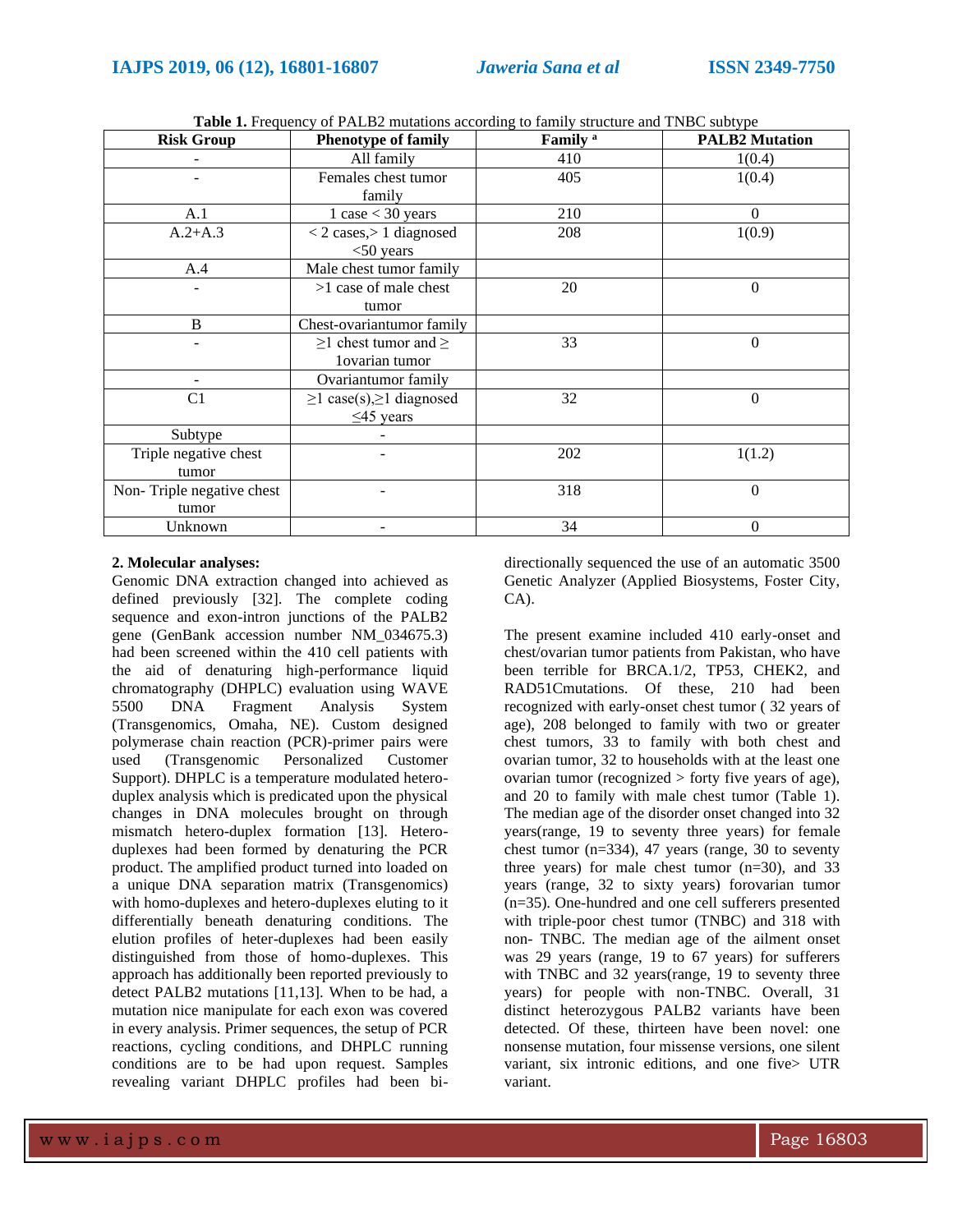**Table 1.** Frequency of PALB2 mutations according to family structure and TNBC subtype

| Risk Group | Phenotype of family | Family [a] | PALB2 Mutation |
|---|---|---|---|
| - | All family | 410 | 1(0.4) |
| - | Females chest tumor family | 405 | 1(0.4) |
| A.1 | 1 case < 30 years | 210 | 0 |
| A.2+A.3 | < 2 cases,> 1 diagnosed <50 years | 208 | 1(0.9) |
| A.4 | Male chest tumor family | | |
| - | >1 case of male chest tumor | 20 | 0 |
| B | Chest-ovariantumor family | | |
| - | ≥1 chest tumor and ≥ 1ovarian tumor | 33 | 0 |
| - | Ovariantumor family | | |
| C1 | ≥1 case(s),≥1 diagnosed ≤45 years | 32 | 0 |
| Subtype | - | | |
| Triple negative chest tumor | - | 202 | 1(1.2) |
| Non- Triple negative chest tumor | - | 318 | 0 |
| Unknown | - | 34 | 0 |

**2. Molecular analyses:**

Genomic DNA extraction changed into achieved as defined previously [32]. The complete coding sequence and exon-intron junctions of the PALB2 gene (GenBank accession number NM_034675.3) had been screened within the 410 cell patients with the aid of denaturing high-performance liquid chromatography (DHPLC) evaluation using WAVE 5500 DNA Fragment Analysis System (Transgenomics, Omaha, NE). Custom designed polymerase chain reaction (PCR)-primer pairs were used (Transgenomic Personalized Customer Support). DHPLC is a temperature modulated hetero-duplex analysis which is predicated upon the physical changes in DNA molecules brought on through mismatch hetero-duplex formation [13]. Hetero-duplexes had been formed by denaturing the PCR product. The amplified product turned into loaded on a unique DNA separation matrix (Transgenomics) with homo-duplexes and hetero-duplexes eluting to it differentially beneath denaturing conditions. The elution profiles of heter-duplexes had been easily distinguished from those of homo-duplexes. This approach has additionally been reported previously to detect PALB2 mutations [11,13]. When to be had, a mutation nice manipulate for each exon was covered in every analysis. Primer sequences, the setup of PCR reactions, cycling conditions, and DHPLC running conditions are to be had upon request. Samples revealing variant DHPLC profiles had been bi-directionally sequenced the use of an automatic 3500 Genetic Analyzer (Applied Biosystems, Foster City, CA).

The present examine included 410 early-onset and chest/ovarian tumor patients from Pakistan, who have been terrible for BRCA.1/2, TP53, CHEK2, and RAD51Cmutations. Of these, 210 had been recognized with early-onset chest tumor ( 32 years of age), 208 belonged to family with two or greater chest tumors, 33 to family with both chest and ovarian tumor, 32 to households with at the least one ovarian tumor (recognized > forty five years of age), and 20 to family with male chest tumor (Table 1). The median age of the disorder onset changed into 32 years(range, 19 to seventy three years) for female chest tumor (n=334), 47 years (range, 30 to seventy three years) for male chest tumor (n=30), and 33 years (range, 32 to sixty years) forovarian tumor (n=35). One-hundred and one cell sufferers presented with triple-poor chest tumor (TNBC) and 318 with non- TNBC. The median age of the ailment onset was 29 years (range, 19 to 67 years) for sufferers with TNBC and 32 years(range, 19 to seventy three years) for people with non-TNBC. Overall, 31 distinct heterozygous PALB2 variants have been detected. Of these, thirteen have been novel: one nonsense mutation, four missense versions, one silent variant, six intronic editions, and one five> UTR variant.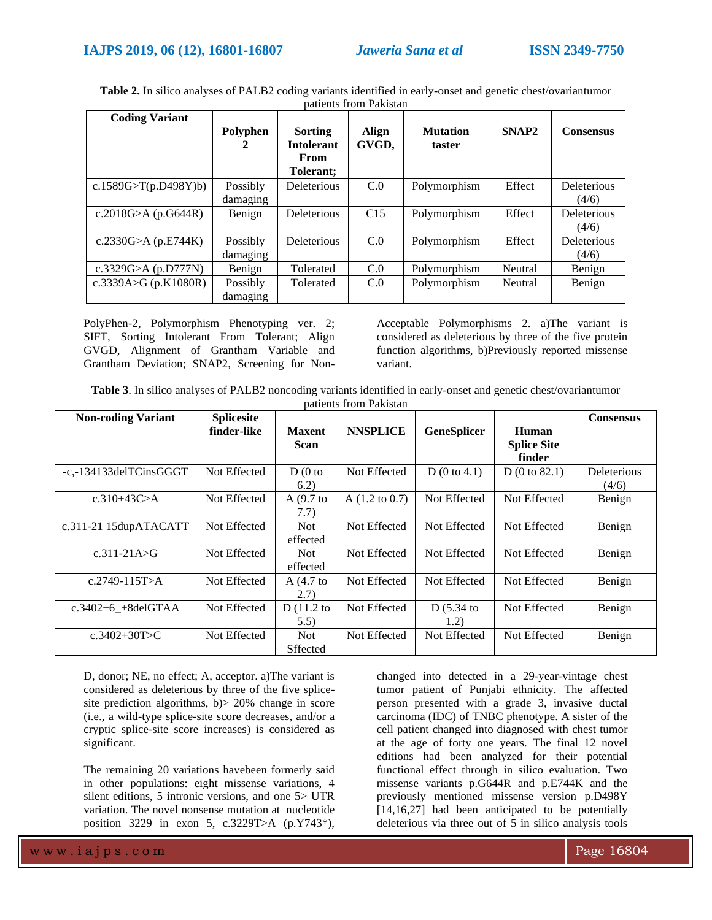**Table 2.** In silico analyses of PALB2 coding variants identified in early-onset and genetic chest/ovariantumor patients from Pakistan

| Coding Variant | Polyphen 2 | Sorting Intolerant From Tolerant; | Align GVGD, | Mutation taster | SNAP2 | Consensus |
|---|---|---|---|---|---|---|
| c.1589G>T(p.D498Y)b) | Possibly damaging | Deleterious | C.0 | Polymorphism | Effect | Deleterious (4/6) |
| c.2018G>A (p.G644R) | Benign | Deleterious | C15 | Polymorphism | Effect | Deleterious (4/6) |
| c.2330G>A (p.E744K) | Possibly damaging | Deleterious | C.0 | Polymorphism | Effect | Deleterious (4/6) |
| c.3329G>A (p.D777N) | Benign | Tolerated | C.0 | Polymorphism | Neutral | Benign |
| c.3339A>G (p.K1080R) | Possibly damaging | Tolerated | C.0 | Polymorphism | Neutral | Benign |

PolyPhen-2, Polymorphism Phenotyping ver. 2; SIFT, Sorting Intolerant From Tolerant; Align GVGD, Alignment of Grantham Variable and Grantham Deviation; SNAP2, Screening for Non-Acceptable Polymorphisms 2. a)The variant is considered as deleterious by three of the five protein function algorithms, b)Previously reported missense variant.

**Table 3**. In silico analyses of PALB2 noncoding variants identified in early-onset and genetic chest/ovariantumor patients from Pakistan

| Non-coding Variant | Splicesite finder-like | Maxent Scan | NNSPLICE | GeneSplicer | Human Splice Site finder | Consensus |
|---|---|---|---|---|---|---|
| -c,-134133delTCinsGGGT | Not Effected | D (0 to 6.2) | Not Effected | D (0 to 4.1) | D (0 to 82.1) | Deleterious (4/6) |
| c.310+43C>A | Not Effected | A (9.7 to 7.7) | A (1.2 to 0.7) | Not Effected | Not Effected | Benign |
| c.311-21 15dupATACATT | Not Effected | Not effected | Not Effected | Not Effected | Not Effected | Benign |
| c.311-21A>G | Not Effected | Not effected | Not Effected | Not Effected | Not Effected | Benign |
| c.2749-115T>A | Not Effected | A (4.7 to 2.7) | Not Effected | Not Effected | Not Effected | Benign |
| c.3402+6_+8delGTAA | Not Effected | D (11.2 to 5.5) | Not Effected | D (5.34 to 1.2) | Not Effected | Benign |
| c.3402+30T>C | Not Effected | Not Sffected | Not Effected | Not Effected | Not Effected | Benign |

D, donor; NE, no effect; A, acceptor. a)The variant is considered as deleterious by three of the five splice-site prediction algorithms, b)> 20% change in score (i.e., a wild-type splice-site score decreases, and/or a cryptic splice-site score increases) is considered as significant.

The remaining 20 variations havebeen formerly said in other populations: eight missense variations, 4 silent editions, 5 intronic versions, and one 5> UTR variation. The novel nonsense mutation at nucleotide position 3229 in exon 5, c.3229T>A (p.Y743*), changed into detected in a 29-year-vintage chest tumor patient of Punjabi ethnicity. The affected person presented with a grade 3, invasive ductal carcinoma (IDC) of TNBC phenotype. A sister of the cell patient changed into diagnosed with chest tumor at the age of forty one years. The final 12 novel editions had been analyzed for their potential functional effect through in silico evaluation. Two missense variants p.G644R and p.E744K and the previously mentioned missense version p.D498Y [14,16,27] had been anticipated to be potentially deleterious via three out of 5 in silico analysis tools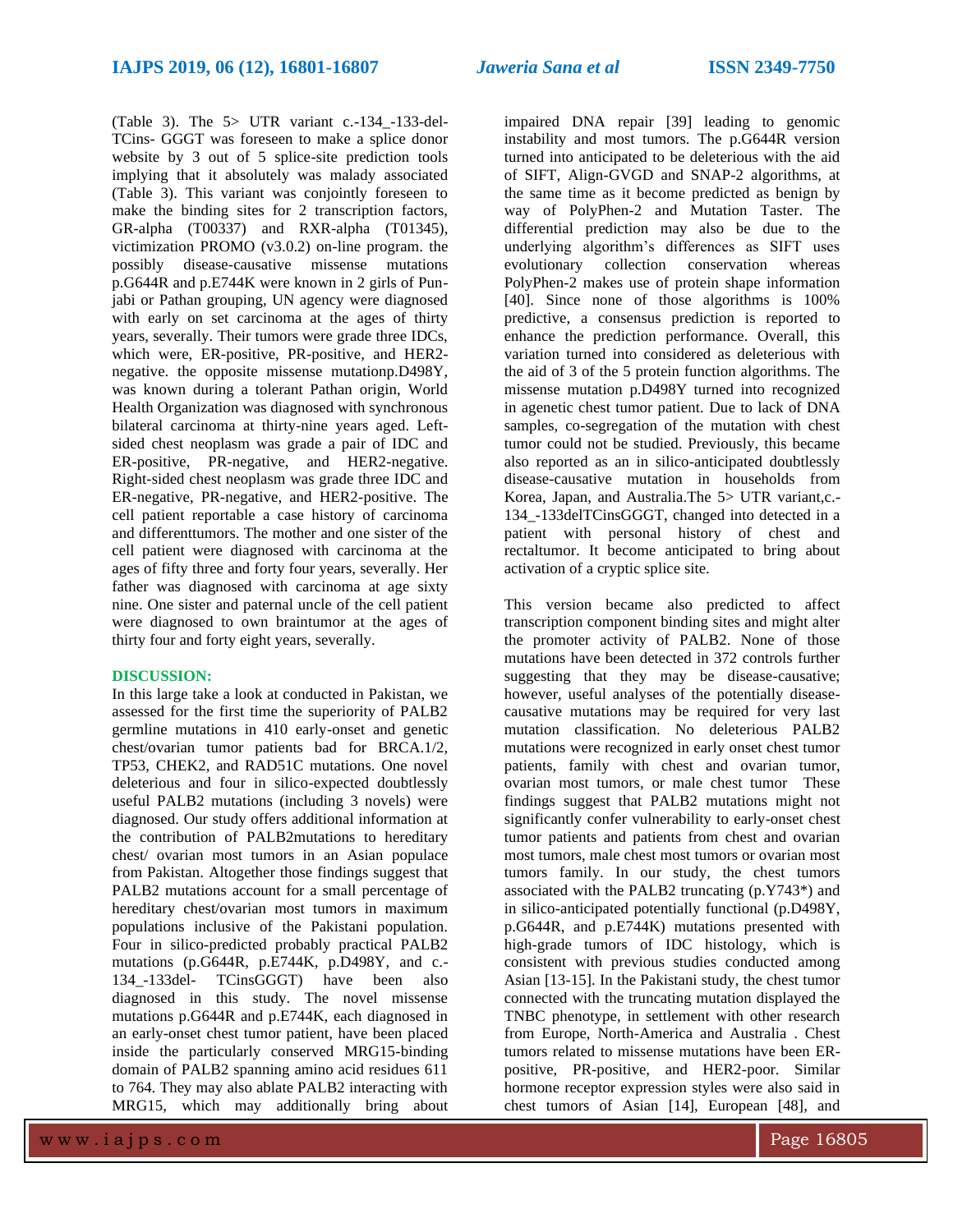(Table 3). The 5> UTR variant c.-134_-133-del-TCins- GGGT was foreseen to make a splice donor website by 3 out of 5 splice-site prediction tools implying that it absolutely was malady associated (Table 3). This variant was conjointly foreseen to make the binding sites for 2 transcription factors, GR-alpha (T00337) and RXR-alpha (T01345), victimization PROMO (v3.0.2) on-line program. the possibly disease-causative missense mutations p.G644R and p.E744K were known in 2 girls of Pun-jabi or Pathan grouping, UN agency were diagnosed with early on set carcinoma at the ages of thirty years, severally. Their tumors were grade three IDCs, which were, ER-positive, PR-positive, and HER2-negative. the opposite missense mutationp.D498Y, was known during a tolerant Pathan origin, World Health Organization was diagnosed with synchronous bilateral carcinoma at thirty-nine years aged. Left-sided chest neoplasm was grade a pair of IDC and ER-positive, PR-negative, and HER2-negative. Right-sided chest neoplasm was grade three IDC and ER-negative, PR-negative, and HER2-positive. The cell patient reportable a case history of carcinoma and differenttumors. The mother and one sister of the cell patient were diagnosed with carcinoma at the ages of fifty three and forty four years, severally. Her father was diagnosed with carcinoma at age sixty nine. One sister and paternal uncle of the cell patient were diagnosed to own braintumor at the ages of thirty four and forty eight years, severally.

## DISCUSSION:

In this large take a look at conducted in Pakistan, we assessed for the first time the superiority of PALB2 germline mutations in 410 early-onset and genetic chest/ovarian tumor patients bad for BRCA.1/2, TP53, CHEK2, and RAD51C mutations. One novel deleterious and four in silico-expected doubtlessly useful PALB2 mutations (including 3 novels) were diagnosed. Our study offers additional information at the contribution of PALB2mutations to hereditary chest/ ovarian most tumors in an Asian populace from Pakistan. Altogether those findings suggest that PALB2 mutations account for a small percentage of hereditary chest/ovarian most tumors in maximum populations inclusive of the Pakistani population. Four in silico-predicted probably practical PALB2 mutations (p.G644R, p.E744K, p.D498Y, and c.-134_-133del- TCinsGGGT) have been also diagnosed in this study. The novel missense mutations p.G644R and p.E744K, each diagnosed in an early-onset chest tumor patient, have been placed inside the particularly conserved MRG15-binding domain of PALB2 spanning amino acid residues 611 to 764. They may also ablate PALB2 interacting with MRG15, which may additionally bring about impaired DNA repair [39] leading to genomic instability and most tumors. The p.G644R version turned into anticipated to be deleterious with the aid of SIFT, Align-GVGD and SNAP-2 algorithms, at the same time as it become predicted as benign by way of PolyPhen-2 and Mutation Taster. The differential prediction may also be due to the underlying algorithm's differences as SIFT uses evolutionary collection conservation whereas PolyPhen-2 makes use of protein shape information [40]. Since none of those algorithms is 100% predictive, a consensus prediction is reported to enhance the prediction performance. Overall, this variation turned into considered as deleterious with the aid of 3 of the 5 protein function algorithms. The missense mutation p.D498Y turned into recognized in agenetic chest tumor patient. Due to lack of DNA samples, co-segregation of the mutation with chest tumor could not be studied. Previously, this became also reported as an in silico-anticipated doubtlessly disease-causative mutation in households from Korea, Japan, and Australia.The 5> UTR variant,c.-134_-133delTCinsGGGT, changed into detected in a patient with personal history of chest and rectaltumor. It become anticipated to bring about activation of a cryptic splice site.

This version became also predicted to affect transcription component binding sites and might alter the promoter activity of PALB2. None of those mutations have been detected in 372 controls further suggesting that they may be disease-causative; however, useful analyses of the potentially disease-causative mutations may be required for very last mutation classification. No deleterious PALB2 mutations were recognized in early onset chest tumor patients, family with chest and ovarian tumor, ovarian most tumors, or male chest tumor These findings suggest that PALB2 mutations might not significantly confer vulnerability to early-onset chest tumor patients and patients from chest and ovarian most tumors, male chest most tumors or ovarian most tumors family. In our study, the chest tumors associated with the PALB2 truncating (p.Y743*) and in silico-anticipated potentially functional (p.D498Y, p.G644R, and p.E744K) mutations presented with high-grade tumors of IDC histology, which is consistent with previous studies conducted among Asian [13-15]. In the Pakistani study, the chest tumor connected with the truncating mutation displayed the TNBC phenotype, in settlement with other research from Europe, North-America and Australia . Chest tumors related to missense mutations have been ER-positive, PR-positive, and HER2-poor. Similar hormone receptor expression styles were also said in chest tumors of Asian [14], European [48], and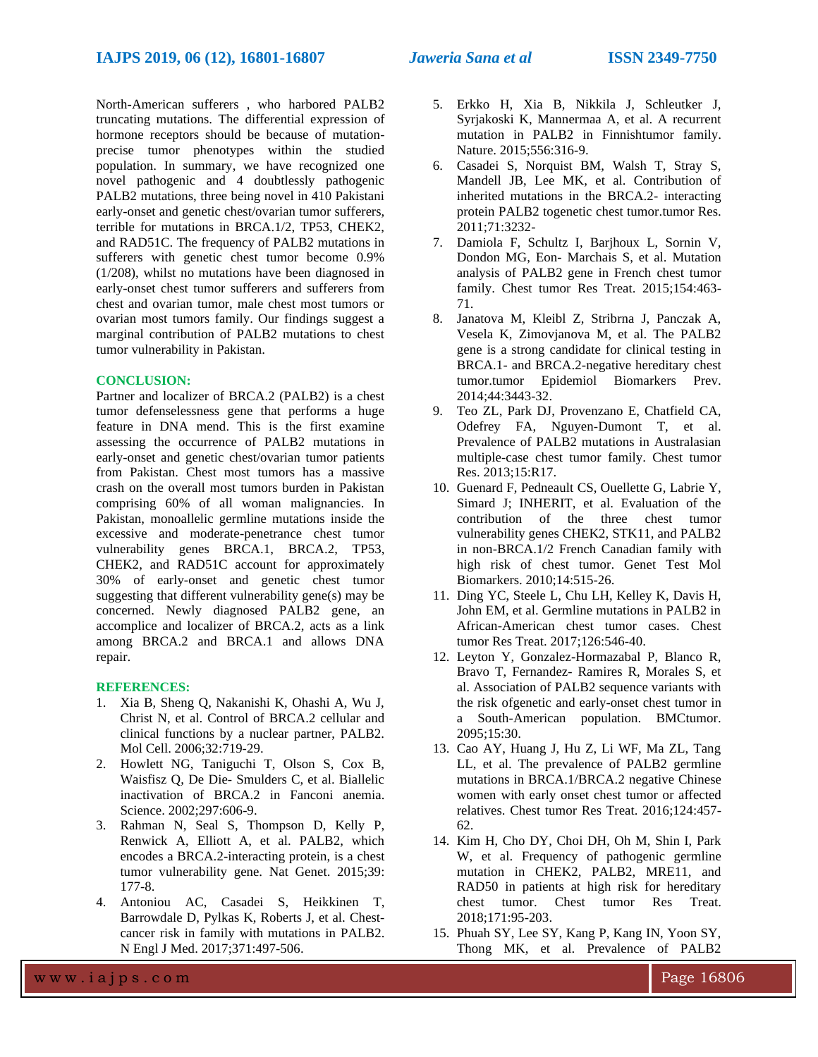North-American sufferers , who harbored PALB2 truncating mutations. The differential expression of hormone receptors should be because of mutation-precise tumor phenotypes within the studied population. In summary, we have recognized one novel pathogenic and 4 doubtlessly pathogenic PALB2 mutations, three being novel in 410 Pakistani early-onset and genetic chest/ovarian tumor sufferers, terrible for mutations in BRCA.1/2, TP53, CHEK2, and RAD51C. The frequency of PALB2 mutations in sufferers with genetic chest tumor become 0.9% (1/208), whilst no mutations have been diagnosed in early-onset chest tumor sufferers and sufferers from chest and ovarian tumor, male chest most tumors or ovarian most tumors family. Our findings suggest a marginal contribution of PALB2 mutations to chest tumor vulnerability in Pakistan.

## CONCLUSION:

Partner and localizer of BRCA.2 (PALB2) is a chest tumor defenselessness gene that performs a huge feature in DNA mend. This is the first examine assessing the occurrence of PALB2 mutations in early-onset and genetic chest/ovarian tumor patients from Pakistan. Chest most tumors has a massive crash on the overall most tumors burden in Pakistan comprising 60% of all woman malignancies. In Pakistan, monoallelic germline mutations inside the excessive and moderate-penetrance chest tumor vulnerability genes BRCA.1, BRCA.2, TP53, CHEK2, and RAD51C account for approximately 30% of early-onset and genetic chest tumor suggesting that different vulnerability gene(s) may be concerned. Newly diagnosed PALB2 gene, an accomplice and localizer of BRCA.2, acts as a link among BRCA.2 and BRCA.1 and allows DNA repair.

## REFERENCES:

1. Xia B, Sheng Q, Nakanishi K, Ohashi A, Wu J, Christ N, et al. Control of BRCA.2 cellular and clinical functions by a nuclear partner, PALB2. Mol Cell. 2006;32:719-29.
2. Howlett NG, Taniguchi T, Olson S, Cox B, Waisfisz Q, De Die- Smulders C, et al. Biallelic inactivation of BRCA.2 in Fanconi anemia. Science. 2002;297:606-9.
3. Rahman N, Seal S, Thompson D, Kelly P, Renwick A, Elliott A, et al. PALB2, which encodes a BRCA.2-interacting protein, is a chest tumor vulnerability gene. Nat Genet. 2015;39: 177-8.
4. Antoniou AC, Casadei S, Heikkinen T, Barrowdale D, Pylkas K, Roberts J, et al. Chest-cancer risk in family with mutations in PALB2. N Engl J Med. 2017;371:497-506.
5. Erkko H, Xia B, Nikkila J, Schleutker J, Syrjakoski K, Mannermaa A, et al. A recurrent mutation in PALB2 in Finnishtumor family. Nature. 2015;556:316-9.
6. Casadei S, Norquist BM, Walsh T, Stray S, Mandell JB, Lee MK, et al. Contribution of inherited mutations in the BRCA.2- interacting protein PALB2 togenetic chest tumor.tumor Res. 2011;71:3232-
7. Damiola F, Schultz I, Barjhoux L, Sornin V, Dondon MG, Eon- Marchais S, et al. Mutation analysis of PALB2 gene in French chest tumor family. Chest tumor Res Treat. 2015;154:463-71.
8. Janatova M, Kleibl Z, Stribrna J, Panczak A, Vesela K, Zimovjanova M, et al. The PALB2 gene is a strong candidate for clinical testing in BRCA.1- and BRCA.2-negative hereditary chest tumor.tumor Epidemiol Biomarkers Prev. 2014;44:3443-32.
9. Teo ZL, Park DJ, Provenzano E, Chatfield CA, Odefrey FA, Nguyen-Dumont T, et al. Prevalence of PALB2 mutations in Australasian multiple-case chest tumor family. Chest tumor Res. 2013;15:R17.
10. Guenard F, Pedneault CS, Ouellette G, Labrie Y, Simard J; INHERIT, et al. Evaluation of the contribution of the three chest tumor vulnerability genes CHEK2, STK11, and PALB2 in non-BRCA.1/2 French Canadian family with high risk of chest tumor. Genet Test Mol Biomarkers. 2010;14:515-26.
11. Ding YC, Steele L, Chu LH, Kelley K, Davis H, John EM, et al. Germline mutations in PALB2 in African-American chest tumor cases. Chest tumor Res Treat. 2017;126:546-40.
12. Leyton Y, Gonzalez-Hormazabal P, Blanco R, Bravo T, Fernandez- Ramires R, Morales S, et al. Association of PALB2 sequence variants with the risk ofgenetic and early-onset chest tumor in a South-American population. BMCtumor. 2095;15:30.
13. Cao AY, Huang J, Hu Z, Li WF, Ma ZL, Tang LL, et al. The prevalence of PALB2 germline mutations in BRCA.1/BRCA.2 negative Chinese women with early onset chest tumor or affected relatives. Chest tumor Res Treat. 2016;124:457-62.
14. Kim H, Cho DY, Choi DH, Oh M, Shin I, Park W, et al. Frequency of pathogenic germline mutation in CHEK2, PALB2, MRE11, and RAD50 in patients at high risk for hereditary chest tumor. Chest tumor Res Treat. 2018;171:95-203.
15. Phuah SY, Lee SY, Kang P, Kang IN, Yoon SY, Thong MK, et al. Prevalence of PALB2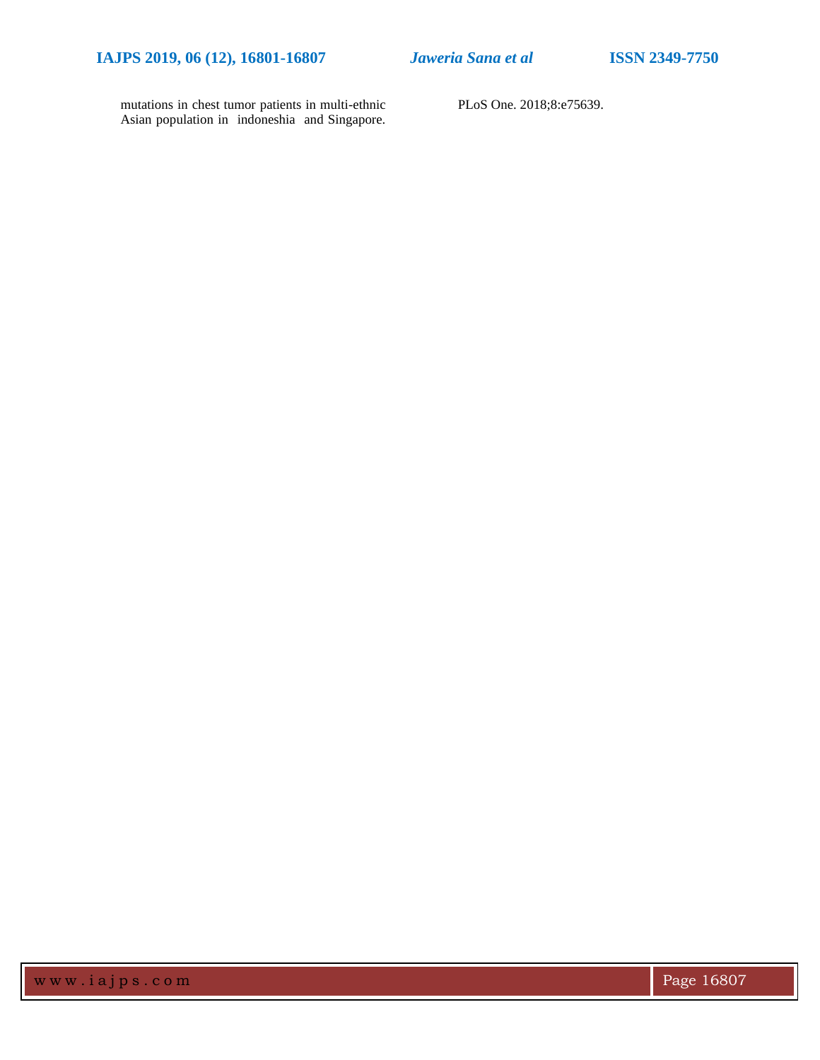mutations in chest tumor patients in multi-ethnic Asian population in indoneshia and Singapore. PLoS One. 2018;8:e75639.